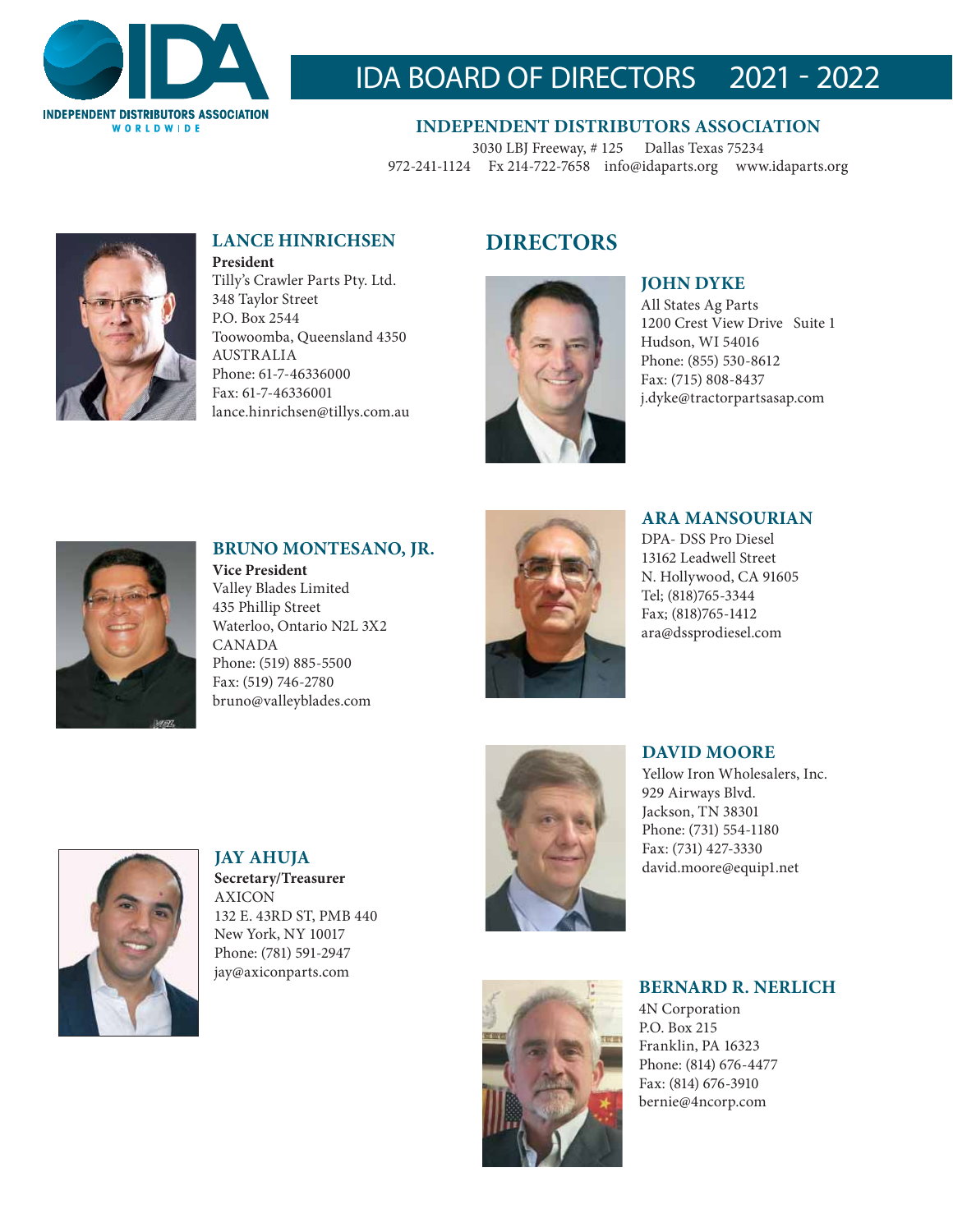# IDA BOARD OF DIRECTORS 2021 - 2022

INDEPENDENT DISTRIBUTORS ASSOCIATION
WORLDWIDE

**INDEPENDENT DISTRIBUTORS ASSOCIATION**

3030 LBJ Freeway, # 125 Dallas Texas 75234
972-241-1124 Fx 214-722-7658 info@idaparts.org www.idaparts.org

### LANCE HINRICHSEN

**President**
Tilly's Crawler Parts Pty. Ltd.
348 Taylor Street
P.O. Box 2544
Toowoomba, Queensland 4350
AUSTRALIA
Phone: 61-7-46336000
Fax: 61-7-46336001
lance.hinrichsen@tillys.com.au

### BRUNO MONTESANO, JR.

**Vice President**
Valley Blades Limited
435 Phillip Street
Waterloo, Ontario N2L 3X2
CANADA
Phone: (519) 885-5500
Fax: (519) 746-2780
bruno@valleyblades.com

### JAY AHUJA

**Secretary/Treasurer**
AXICON
132 E. 43RD ST, PMB 440
New York, NY 10017
Phone: (781) 591-2947
jay@axiconparts.com

## DIRECTORS

### JOHN DYKE

All States Ag Parts
1200 Crest View Drive Suite 1
Hudson, WI 54016
Phone: (855) 530-8612
Fax: (715) 808-8437
j.dyke@tractorpartsasap.com

### ARA MANSOURIAN

DPA- DSS Pro Diesel
13162 Leadwell Street
N. Hollywood, CA 91605
Tel; (818)765-3344
Fax; (818)765-1412
ara@dssprodiesel.com

### DAVID MOORE

Yellow Iron Wholesalers, Inc.
929 Airways Blvd.
Jackson, TN 38301
Phone: (731) 554-1180
Fax: (731) 427-3330
david.moore@equip1.net

### BERNARD R. NERLICH

4N Corporation
P.O. Box 215
Franklin, PA 16323
Phone: (814) 676-4477
Fax: (814) 676-3910
bernie@4ncorp.com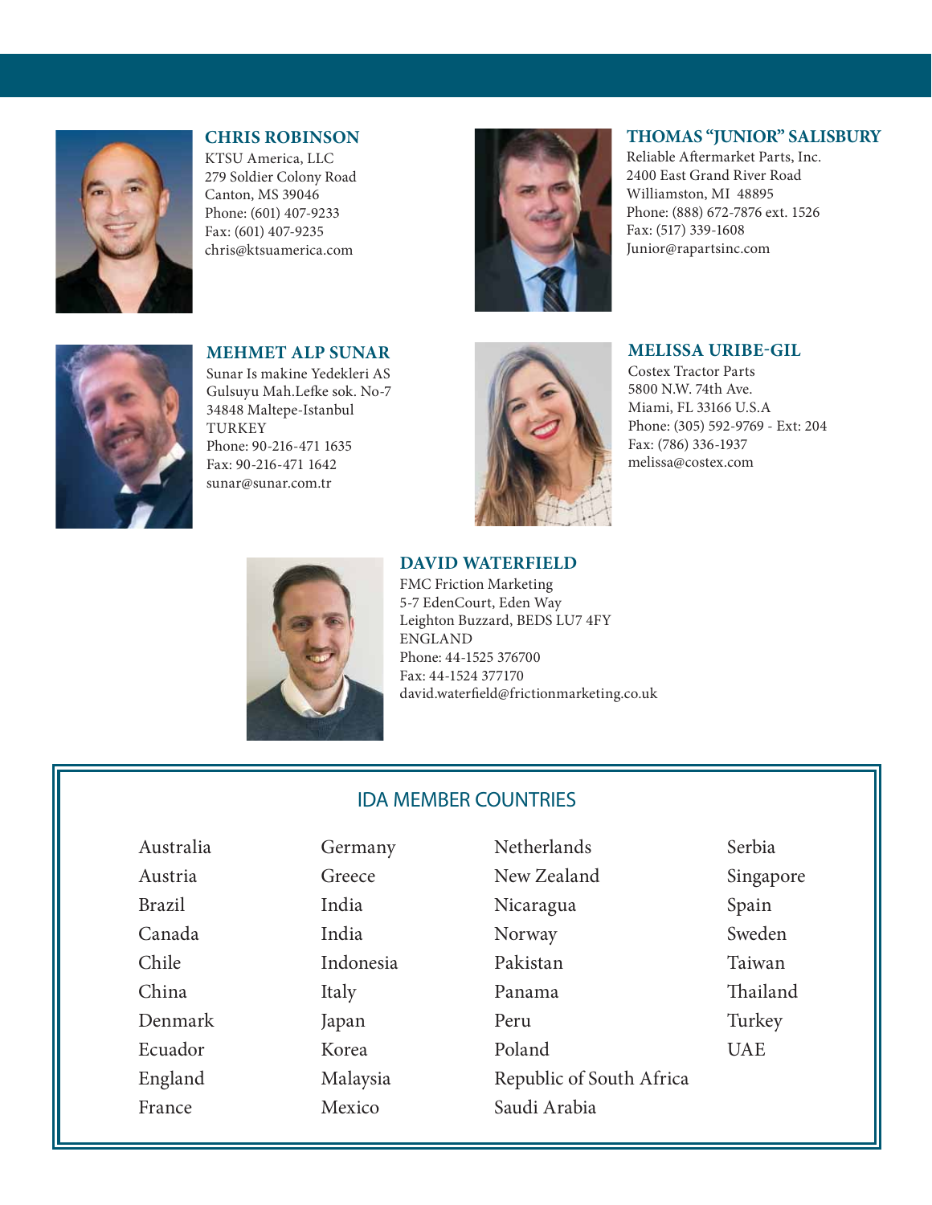### CHRIS ROBINSON

KTSU America, LLC
279 Soldier Colony Road
Canton, MS 39046
Phone: (601) 407-9233
Fax: (601) 407-9235
chris@ktsuamerica.com

### THOMAS "JUNIOR" SALISBURY

Reliable Aftermarket Parts, Inc.
2400 East Grand River Road
Williamston, MI 48895
Phone: (888) 672-7876 ext. 1526
Fax: (517) 339-1608
Junior@rapartsinc.com

### MEHMET ALP SUNAR

Sunar Is makine Yedekleri AS
Gulsuyu Mah.Lefke sok. No-7
34848 Maltepe-Istanbul
TURKEY
Phone: 90-216-471 1635
Fax: 90-216-471 1642
sunar@sunar.com.tr

### MELISSA URIBE-GIL

Costex Tractor Parts
5800 N.W. 74th Ave.
Miami, FL 33166 U.S.A
Phone: (305) 592-9769 - Ext: 204
Fax: (786) 336-1937
melissa@costex.com

### DAVID WATERFIELD

FMC Friction Marketing
5-7 EdenCourt, Eden Way
Leighton Buzzard, BEDS LU7 4FY
ENGLAND
Phone: 44-1525 376700
Fax: 44-1524 377170
david.waterfield@frictionmarketing.co.uk

## IDA MEMBER COUNTRIES

| | | | |
|---|---|---|---|
| Australia | Germany | Netherlands | Serbia |
| Austria | Greece | New Zealand | Singapore |
| Brazil | India | Nicaragua | Spain |
| Canada | India | Norway | Sweden |
| Chile | Indonesia | Pakistan | Taiwan |
| China | Italy | Panama | Thailand |
| Denmark | Japan | Peru | Turkey |
| Ecuador | Korea | Poland | UAE |
| England | Malaysia | Republic of South Africa | |
| France | Mexico | Saudi Arabia | |